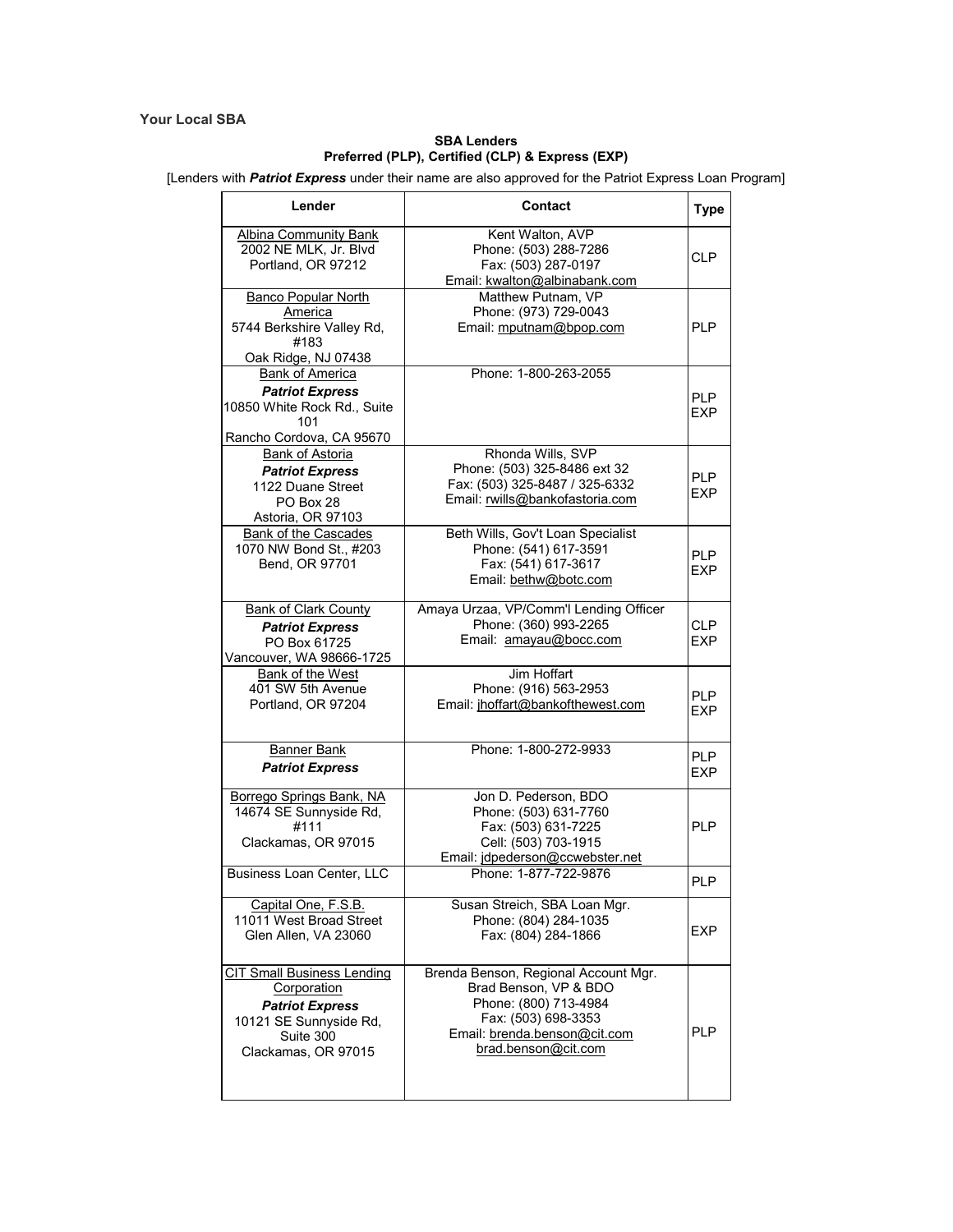**Your Local SBA**

**SBA Lenders**
**Preferred (PLP), Certified (CLP) & Express (EXP)**

[Lenders with ***Patriot Express*** under their name are also approved for the Patriot Express Loan Program]

| Lender | Contact | Type |
|---|---|---|
| Albina Community Bank<br>2002 NE MLK, Jr. Blvd<br>Portland, OR 97212 | Kent Walton, AVP<br>Phone: (503) 288-7286<br>Fax: (503) 287-0197<br>Email: kwalton@albinabank.com | CLP |
| Banco Popular North America<br>5744 Berkshire Valley Rd, #183<br>Oak Ridge, NJ 07438 | Matthew Putnam, VP<br>Phone: (973) 729-0043<br>Email: mputnam@bpop.com | PLP |
| Bank of America<br>***Patriot Express***<br>10850 White Rock Rd., Suite 101<br>Rancho Cordova, CA 95670 | Phone: 1-800-263-2055 | PLP<br>EXP |
| Bank of Astoria<br>***Patriot Express***<br>1122 Duane Street<br>PO Box 28<br>Astoria, OR 97103 | Rhonda Wills, SVP<br>Phone: (503) 325-8486 ext 32<br>Fax: (503) 325-8487 / 325-6332<br>Email: rwills@bankofastoria.com | PLP<br>EXP |
| Bank of the Cascades<br>1070 NW Bond St., #203<br>Bend, OR 97701 | Beth Wills, Gov't Loan Specialist<br>Phone: (541) 617-3591<br>Fax: (541) 617-3617<br>Email: bethw@botc.com | PLP<br>EXP |
| Bank of Clark County<br>***Patriot Express***<br>PO Box 61725<br>Vancouver, WA 98666-1725 | Amaya Urzaa, VP/Comm'l Lending Officer<br>Phone: (360) 993-2265<br>Email: amayau@bocc.com | CLP<br>EXP |
| Bank of the West<br>401 SW 5th Avenue<br>Portland, OR 97204 | Jim Hoffart<br>Phone: (916) 563-2953<br>Email: jhoffart@bankofthewest.com | PLP<br>EXP |
| Banner Bank<br>***Patriot Express*** | Phone: 1-800-272-9933 | PLP<br>EXP |
| Borrego Springs Bank, NA<br>14674 SE Sunnyside Rd, #111<br>Clackamas, OR 97015 | Jon D. Pederson, BDO<br>Phone: (503) 631-7760<br>Fax: (503) 631-7225<br>Cell: (503) 703-1915<br>Email: jdpederson@ccwebster.net | PLP |
| Business Loan Center, LLC | Phone: 1-877-722-9876 | PLP |
| Capital One, F.S.B.<br>11011 West Broad Street<br>Glen Allen, VA 23060 | Susan Streich, SBA Loan Mgr.<br>Phone: (804) 284-1035<br>Fax: (804) 284-1866 | EXP |
| CIT Small Business Lending Corporation<br>***Patriot Express***<br>10121 SE Sunnyside Rd, Suite 300<br>Clackamas, OR 97015 | Brenda Benson, Regional Account Mgr.<br>Brad Benson, VP & BDO<br>Phone: (800) 713-4984<br>Fax: (503) 698-3353<br>Email: brenda.benson@cit.com<br>brad.benson@cit.com | PLP |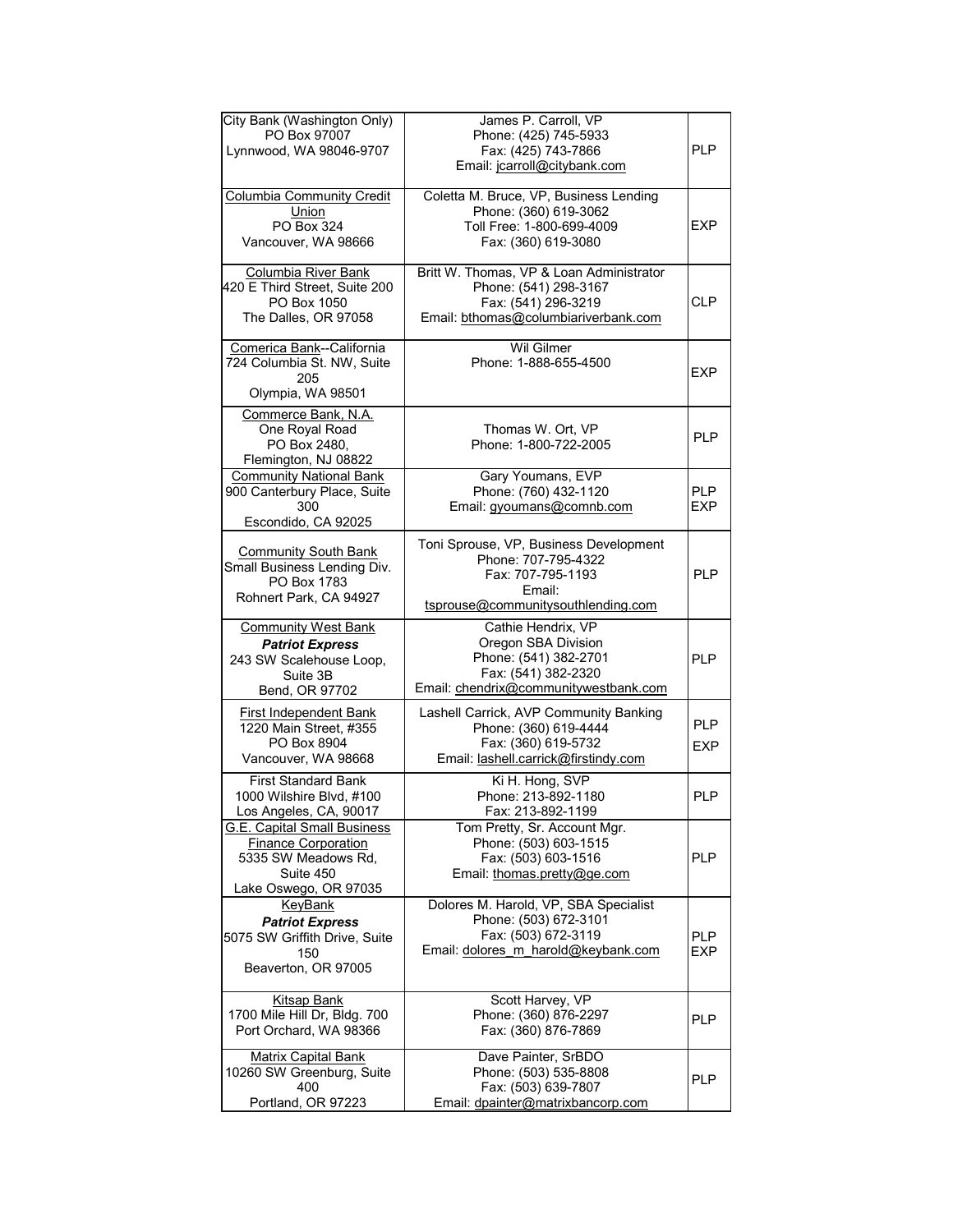| | | |
|---|---|---|
| City Bank (Washington Only)<br>PO Box 97007<br>Lynnwood, WA 98046-9707 | James P. Carroll, VP<br>Phone: (425) 745-5933<br>Fax: (425) 743-7866<br>Email: jcarroll@citybank.com | PLP |
| Columbia Community Credit Union<br>PO Box 324<br>Vancouver, WA 98666 | Coletta M. Bruce, VP, Business Lending<br>Phone: (360) 619-3062<br>Toll Free: 1-800-699-4009<br>Fax: (360) 619-3080 | EXP |
| Columbia River Bank<br>420 E Third Street, Suite 200<br>PO Box 1050<br>The Dalles, OR 97058 | Britt W. Thomas, VP & Loan Administrator<br>Phone: (541) 298-3167<br>Fax: (541) 296-3219<br>Email: bthomas@columbiariverbank.com | CLP |
| Comerica Bank--California<br>724 Columbia St. NW, Suite 205<br>Olympia, WA 98501 | Wil Gilmer<br>Phone: 1-888-655-4500 | EXP |
| Commerce Bank, N.A.<br>One Royal Road<br>PO Box 2480,<br>Flemington, NJ 08822 | Thomas W. Ort, VP<br>Phone: 1-800-722-2005 | PLP |
| Community National Bank<br>900 Canterbury Place, Suite 300<br>Escondido, CA 92025 | Gary Youmans, EVP<br>Phone: (760) 432-1120<br>Email: gyoumans@comnb.com | PLP<br>EXP |
| Community South Bank<br>Small Business Lending Div.<br>PO Box 1783<br>Rohnert Park, CA 94927 | Toni Sprouse, VP, Business Development<br>Phone: 707-795-4322<br>Fax: 707-795-1193<br>Email:<br>tsprouse@communitysouthlending.com | PLP |
| Community West Bank<br>***Patriot Express***<br>243 SW Scalehouse Loop, Suite 3B<br>Bend, OR 97702 | Cathie Hendrix, VP<br>Oregon SBA Division<br>Phone: (541) 382-2701<br>Fax: (541) 382-2320<br>Email: chendrix@communitywestbank.com | PLP |
| First Independent Bank<br>1220 Main Street, #355<br>PO Box 8904<br>Vancouver, WA 98668 | Lashell Carrick, AVP Community Banking<br>Phone: (360) 619-4444<br>Fax: (360) 619-5732<br>Email: lashell.carrick@firstindy.com | PLP<br>EXP |
| First Standard Bank<br>1000 Wilshire Blvd, #100<br>Los Angeles, CA, 90017 | Ki H. Hong, SVP<br>Phone: 213-892-1180<br>Fax: 213-892-1199 | PLP |
| G.E. Capital Small Business Finance Corporation<br>5335 SW Meadows Rd, Suite 450<br>Lake Oswego, OR 97035 | Tom Pretty, Sr. Account Mgr.<br>Phone: (503) 603-1515<br>Fax: (503) 603-1516<br>Email: thomas.pretty@ge.com | PLP |
| KeyBank<br>***Patriot Express***<br>5075 SW Griffith Drive, Suite 150<br>Beaverton, OR 97005 | Dolores M. Harold, VP, SBA Specialist<br>Phone: (503) 672-3101<br>Fax: (503) 672-3119<br>Email: dolores_m_harold@keybank.com | PLP<br>EXP |
| Kitsap Bank<br>1700 Mile Hill Dr, Bldg. 700<br>Port Orchard, WA 98366 | Scott Harvey, VP<br>Phone: (360) 876-2297<br>Fax: (360) 876-7869 | PLP |
| Matrix Capital Bank<br>10260 SW Greenburg, Suite 400<br>Portland, OR 97223 | Dave Painter, SrBDO<br>Phone: (503) 535-8808<br>Fax: (503) 639-7807<br>Email: dpainter@matrixbancorp.com | PLP |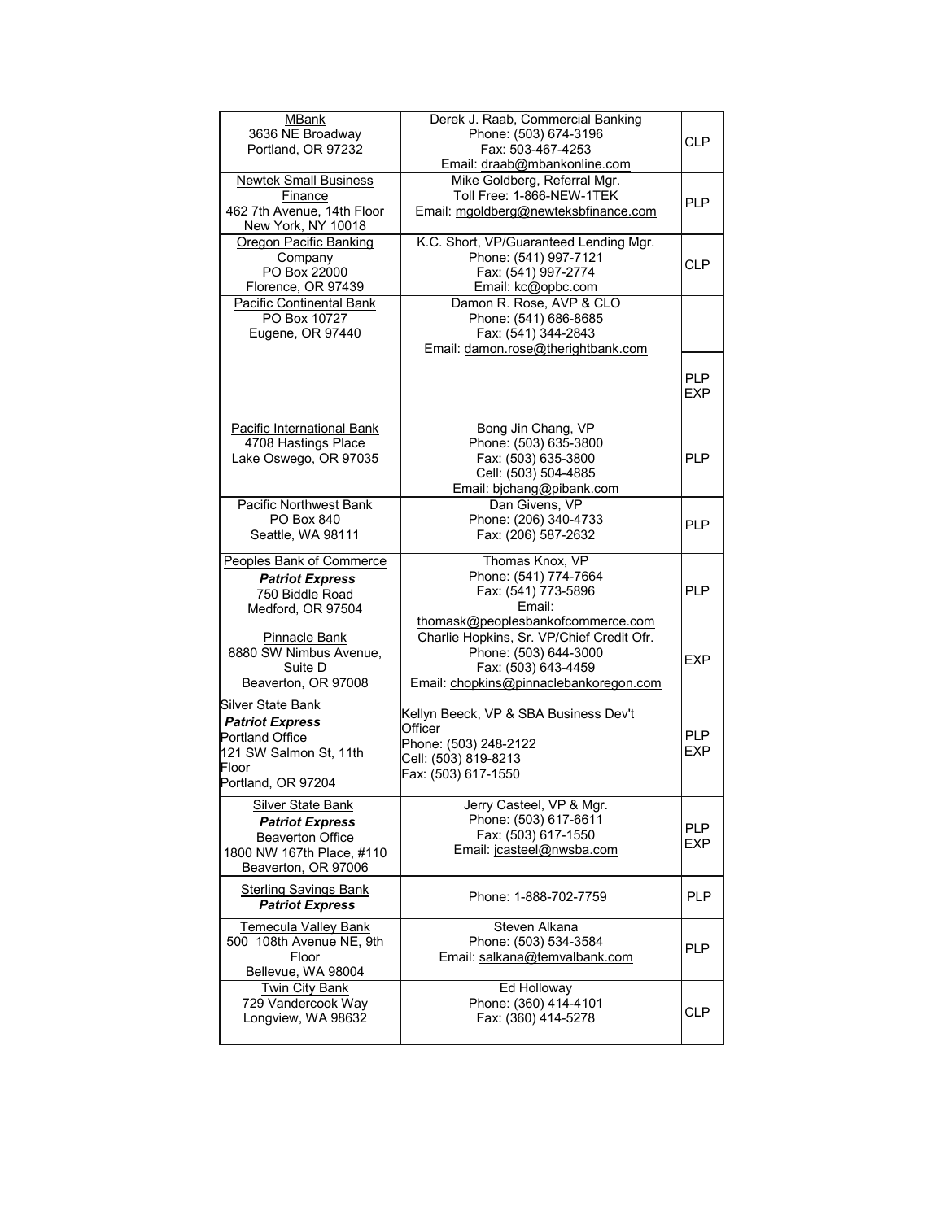| | | |
|---|---|---|
| MBank<br>3636 NE Broadway<br>Portland, OR 97232 | Derek J. Raab, Commercial Banking<br>Phone: (503) 674-3196<br>Fax: 503-467-4253<br>Email: draab@mbankonline.com | CLP |
| Newtek Small Business Finance<br>462 7th Avenue, 14th Floor<br>New York, NY 10018 | Mike Goldberg, Referral Mgr.<br>Toll Free: 1-866-NEW-1TEK<br>Email: mgoldberg@newteksbfinance.com | PLP |
| Oregon Pacific Banking Company<br>PO Box 22000<br>Florence, OR 97439 | K.C. Short, VP/Guaranteed Lending Mgr.<br>Phone: (541) 997-7121<br>Fax: (541) 997-2774<br>Email: kc@opbc.com | CLP |
| Pacific Continental Bank<br>PO Box 10727<br>Eugene, OR 97440 | Damon R. Rose, AVP & CLO<br>Phone: (541) 686-8685<br>Fax: (541) 344-2843<br>Email: damon.rose@therightbank.com | PLP<br>EXP |
| Pacific International Bank<br>4708 Hastings Place<br>Lake Oswego, OR 97035 | Bong Jin Chang, VP<br>Phone: (503) 635-3800<br>Fax: (503) 635-3800<br>Cell: (503) 504-4885<br>Email: bjchang@pibank.com | PLP |
| Pacific Northwest Bank<br>PO Box 840<br>Seattle, WA 98111 | Dan Givens, VP<br>Phone: (206) 340-4733<br>Fax: (206) 587-2632 | PLP |
| Peoples Bank of Commerce<br>***Patriot Express***<br>750 Biddle Road<br>Medford, OR 97504 | Thomas Knox, VP<br>Phone: (541) 774-7664<br>Fax: (541) 773-5896<br>Email:<br>thomask@peoplesbankofcommerce.com | PLP |
| Pinnacle Bank<br>8880 SW Nimbus Avenue, Suite D<br>Beaverton, OR 97008 | Charlie Hopkins, Sr. VP/Chief Credit Ofr.<br>Phone: (503) 644-3000<br>Fax: (503) 643-4459<br>Email: chopkins@pinnaclebankoregon.com | EXP |
| Silver State Bank<br>***Patriot Express***<br>Portland Office<br>121 SW Salmon St, 11th Floor<br>Portland, OR 97204 | Kellyn Beeck, VP & SBA Business Dev't Officer<br>Phone: (503) 248-2122<br>Cell: (503) 819-8213<br>Fax: (503) 617-1550 | PLP<br>EXP |
| Silver State Bank<br>***Patriot Express***<br>Beaverton Office<br>1800 NW 167th Place, #110<br>Beaverton, OR 97006 | Jerry Casteel, VP & Mgr.<br>Phone: (503) 617-6611<br>Fax: (503) 617-1550<br>Email: jcasteel@nwsba.com | PLP<br>EXP |
| Sterling Savings Bank<br>***Patriot Express*** | Phone: 1-888-702-7759 | PLP |
| Temecula Valley Bank<br>500 108th Avenue NE, 9th Floor<br>Bellevue, WA 98004 | Steven Alkana<br>Phone: (503) 534-3584<br>Email: salkana@temvalbank.com | PLP |
| Twin City Bank<br>729 Vandercook Way<br>Longview, WA 98632 | Ed Holloway<br>Phone: (360) 414-4101<br>Fax: (360) 414-5278 | CLP |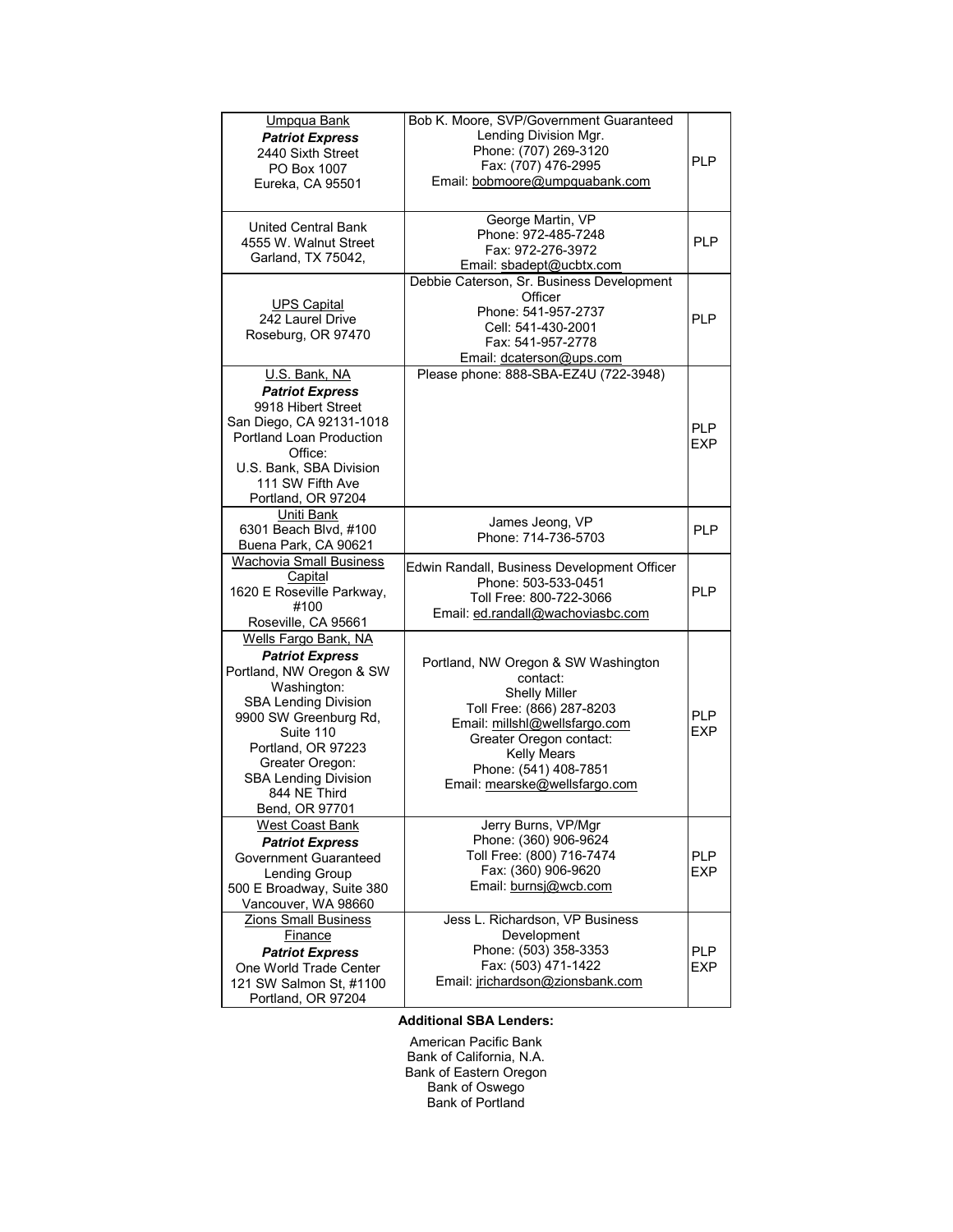| | | |
|---|---|---|
| Umpqua Bank<br>***Patriot Express***<br>2440 Sixth Street<br>PO Box 1007<br>Eureka, CA 95501 | Bob K. Moore, SVP/Government Guaranteed Lending Division Mgr.<br>Phone: (707) 269-3120<br>Fax: (707) 476-2995<br>Email: bobmoore@umpquabank.com | PLP |
| United Central Bank<br>4555 W. Walnut Street<br>Garland, TX 75042, | George Martin, VP<br>Phone: 972-485-7248<br>Fax: 972-276-3972<br>Email: sbadept@ucbtx.com | PLP |
| UPS Capital<br>242 Laurel Drive<br>Roseburg, OR 97470 | Debbie Caterson, Sr. Business Development Officer<br>Phone: 541-957-2737<br>Cell: 541-430-2001<br>Fax: 541-957-2778<br>Email: dcaterson@ups.com | PLP |
| U.S. Bank, NA<br>***Patriot Express***<br>9918 Hibert Street<br>San Diego, CA 92131-1018<br>Portland Loan Production Office:<br>U.S. Bank, SBA Division<br>111 SW Fifth Ave<br>Portland, OR 97204 | Please phone: 888-SBA-EZ4U (722-3948) | PLP<br>EXP |
| Uniti Bank<br>6301 Beach Blvd, #100<br>Buena Park, CA 90621 | James Jeong, VP<br>Phone: 714-736-5703 | PLP |
| Wachovia Small Business Capital<br>1620 E Roseville Parkway, #100<br>Roseville, CA 95661 | Edwin Randall, Business Development Officer<br>Phone: 503-533-0451<br>Toll Free: 800-722-3066<br>Email: ed.randall@wachoviasbc.com | PLP |
| Wells Fargo Bank, NA<br>***Patriot Express***<br>Portland, NW Oregon & SW Washington:<br>SBA Lending Division<br>9900 SW Greenburg Rd, Suite 110<br>Portland, OR 97223<br>Greater Oregon:<br>SBA Lending Division<br>844 NE Third<br>Bend, OR 97701 | Portland, NW Oregon & SW Washington contact:<br>Shelly Miller<br>Toll Free: (866) 287-8203<br>Email: millshl@wellsfargo.com<br>Greater Oregon contact:<br>Kelly Mears<br>Phone: (541) 408-7851<br>Email: mearske@wellsfargo.com | PLP<br>EXP |
| West Coast Bank<br>***Patriot Express***<br>Government Guaranteed Lending Group<br>500 E Broadway, Suite 380<br>Vancouver, WA 98660 | Jerry Burns, VP/Mgr<br>Phone: (360) 906-9624<br>Toll Free: (800) 716-7474<br>Fax: (360) 906-9620<br>Email: burnsj@wcb.com | PLP<br>EXP |
| Zions Small Business Finance<br>***Patriot Express***<br>One World Trade Center<br>121 SW Salmon St, #1100<br>Portland, OR 97204 | Jess L. Richardson, VP Business Development<br>Phone: (503) 358-3353<br>Fax: (503) 471-1422<br>Email: jrichardson@zionsbank.com | PLP<br>EXP |

**Additional SBA Lenders:**

American Pacific Bank
Bank of California, N.A.
Bank of Eastern Oregon
Bank of Oswego
Bank of Portland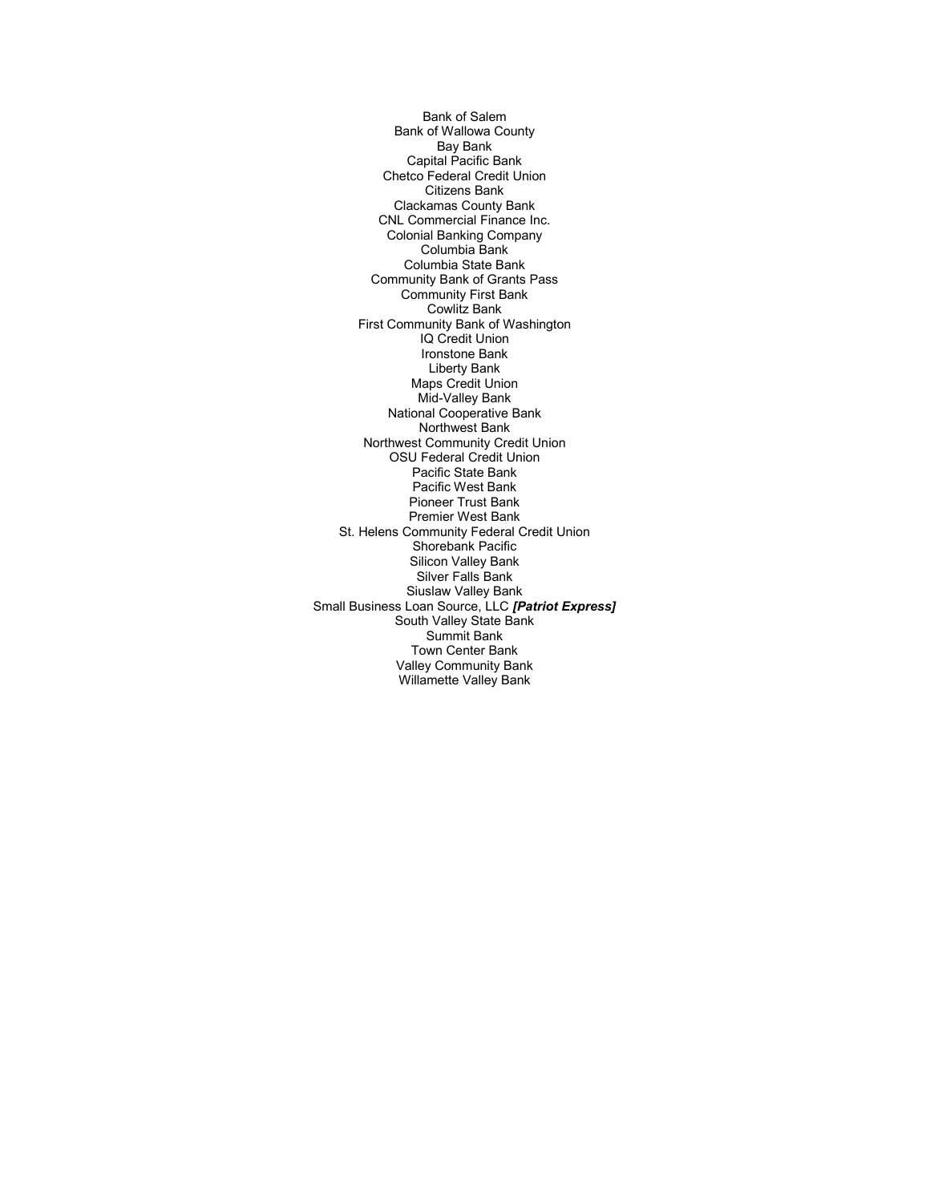Bank of Salem
Bank of Wallowa County
Bay Bank
Capital Pacific Bank
Chetco Federal Credit Union
Citizens Bank
Clackamas County Bank
CNL Commercial Finance Inc.
Colonial Banking Company
Columbia Bank
Columbia State Bank
Community Bank of Grants Pass
Community First Bank
Cowlitz Bank
First Community Bank of Washington
IQ Credit Union
Ironstone Bank
Liberty Bank
Maps Credit Union
Mid-Valley Bank
National Cooperative Bank
Northwest Bank
Northwest Community Credit Union
OSU Federal Credit Union
Pacific State Bank
Pacific West Bank
Pioneer Trust Bank
Premier West Bank
St. Helens Community Federal Credit Union
Shorebank Pacific
Silicon Valley Bank
Silver Falls Bank
Siuslaw Valley Bank
Small Business Loan Source, LLC ***[Patriot Express]***
South Valley State Bank
Summit Bank
Town Center Bank
Valley Community Bank
Willamette Valley Bank